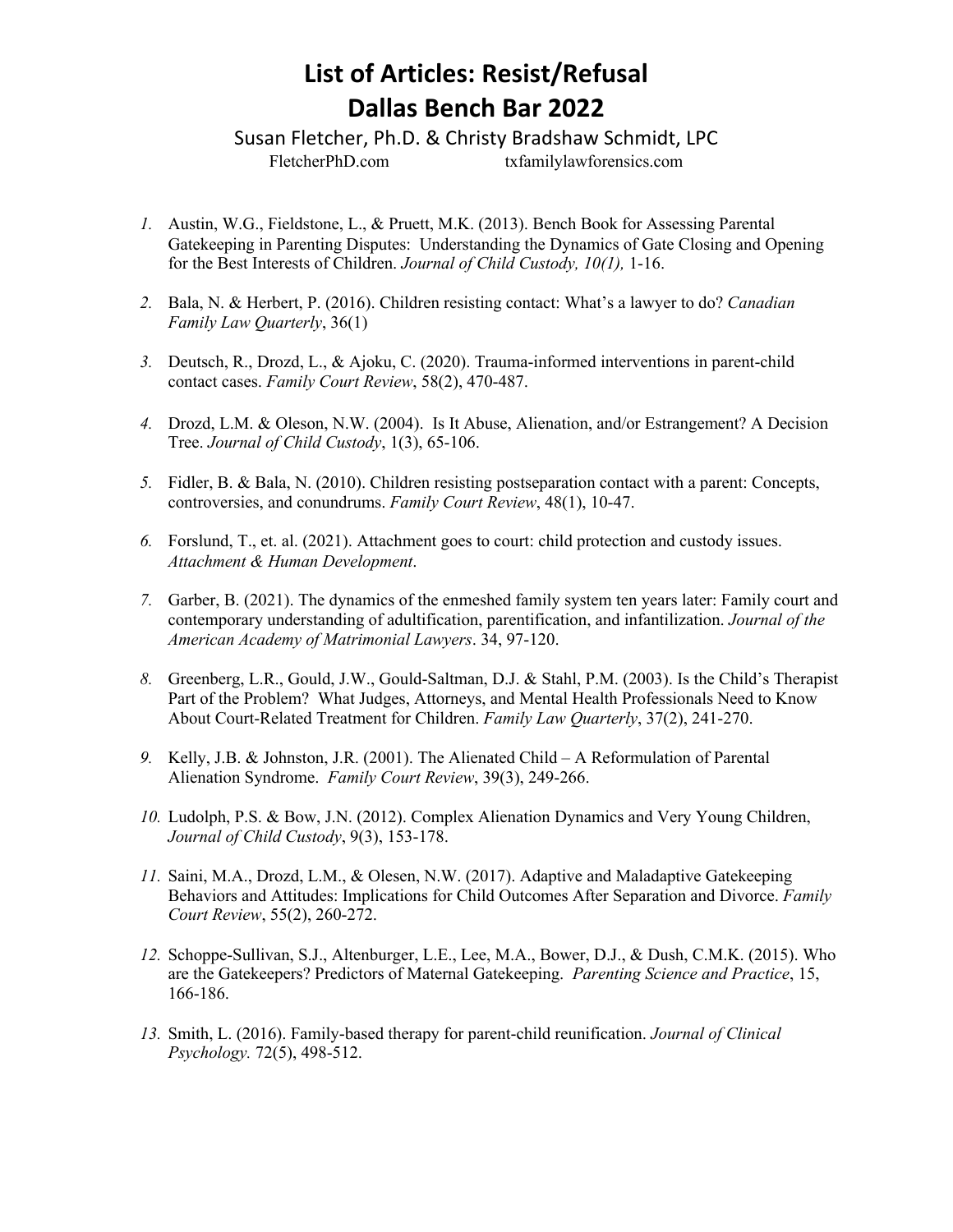# List of Articles: Resist/Refusal
# Dallas Bench Bar 2022

Susan Fletcher, Ph.D. & Christy Bradshaw Schmidt, LPC

FletcherPhD.com txfamilylawforensics.com

1. Austin, W.G., Fieldstone, L., & Pruett, M.K. (2013). Bench Book for Assessing Parental Gatekeeping in Parenting Disputes: Understanding the Dynamics of Gate Closing and Opening for the Best Interests of Children. *Journal of Child Custody, 10(1),* 1-16.
2. Bala, N. & Herbert, P. (2016). Children resisting contact: What's a lawyer to do? *Canadian Family Law Quarterly*, 36(1)
3. Deutsch, R., Drozd, L., & Ajoku, C. (2020). Trauma-informed interventions in parent-child contact cases. *Family Court Review*, 58(2), 470-487.
4. Drozd, L.M. & Oleson, N.W. (2004). Is It Abuse, Alienation, and/or Estrangement? A Decision Tree. *Journal of Child Custody*, 1(3), 65-106.
5. Fidler, B. & Bala, N. (2010). Children resisting postseparation contact with a parent: Concepts, controversies, and conundrums. *Family Court Review*, 48(1), 10-47.
6. Forslund, T., et. al. (2021). Attachment goes to court: child protection and custody issues. *Attachment & Human Development*.
7. Garber, B. (2021). The dynamics of the enmeshed family system ten years later: Family court and contemporary understanding of adultification, parentification, and infantilization. *Journal of the American Academy of Matrimonial Lawyers*. 34, 97-120.
8. Greenberg, L.R., Gould, J.W., Gould-Saltman, D.J. & Stahl, P.M. (2003). Is the Child's Therapist Part of the Problem? What Judges, Attorneys, and Mental Health Professionals Need to Know About Court-Related Treatment for Children. *Family Law Quarterly*, 37(2), 241-270.
9. Kelly, J.B. & Johnston, J.R. (2001). The Alienated Child – A Reformulation of Parental Alienation Syndrome. *Family Court Review*, 39(3), 249-266.
10. Ludolph, P.S. & Bow, J.N. (2012). Complex Alienation Dynamics and Very Young Children, *Journal of Child Custody*, 9(3), 153-178.
11. Saini, M.A., Drozd, L.M., & Olesen, N.W. (2017). Adaptive and Maladaptive Gatekeeping Behaviors and Attitudes: Implications for Child Outcomes After Separation and Divorce. *Family Court Review*, 55(2), 260-272.
12. Schoppe-Sullivan, S.J., Altenburger, L.E., Lee, M.A., Bower, D.J., & Dush, C.M.K. (2015). Who are the Gatekeepers? Predictors of Maternal Gatekeeping. *Parenting Science and Practice*, 15, 166-186.
13. Smith, L. (2016). Family-based therapy for parent-child reunification. *Journal of Clinical Psychology.* 72(5), 498-512.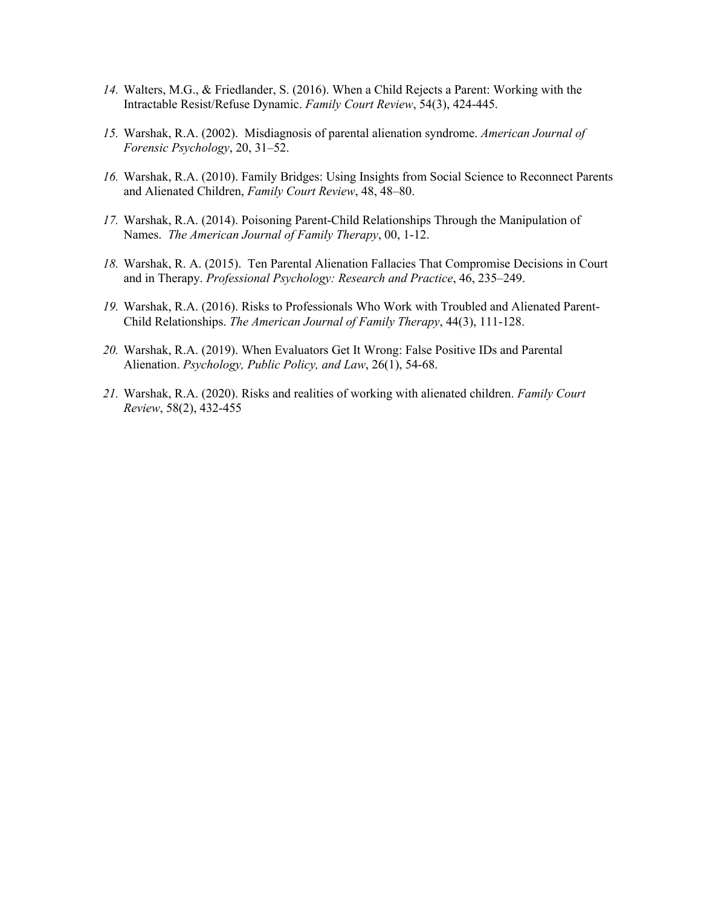14. Walters, M.G., & Friedlander, S. (2016). When a Child Rejects a Parent: Working with the Intractable Resist/Refuse Dynamic. *Family Court Review*, 54(3), 424-445.

15. Warshak, R.A. (2002). Misdiagnosis of parental alienation syndrome. *American Journal of Forensic Psychology*, 20, 31–52.

16. Warshak, R.A. (2010). Family Bridges: Using Insights from Social Science to Reconnect Parents and Alienated Children, *Family Court Review*, 48, 48–80.

17. Warshak, R.A. (2014). Poisoning Parent-Child Relationships Through the Manipulation of Names. *The American Journal of Family Therapy*, 00, 1-12.

18. Warshak, R. A. (2015). Ten Parental Alienation Fallacies That Compromise Decisions in Court and in Therapy. *Professional Psychology: Research and Practice*, 46, 235–249.

19. Warshak, R.A. (2016). Risks to Professionals Who Work with Troubled and Alienated Parent-Child Relationships. *The American Journal of Family Therapy*, 44(3), 111-128.

20. Warshak, R.A. (2019). When Evaluators Get It Wrong: False Positive IDs and Parental Alienation. *Psychology, Public Policy, and Law*, 26(1), 54-68.

21. Warshak, R.A. (2020). Risks and realities of working with alienated children. *Family Court Review*, 58(2), 432-455